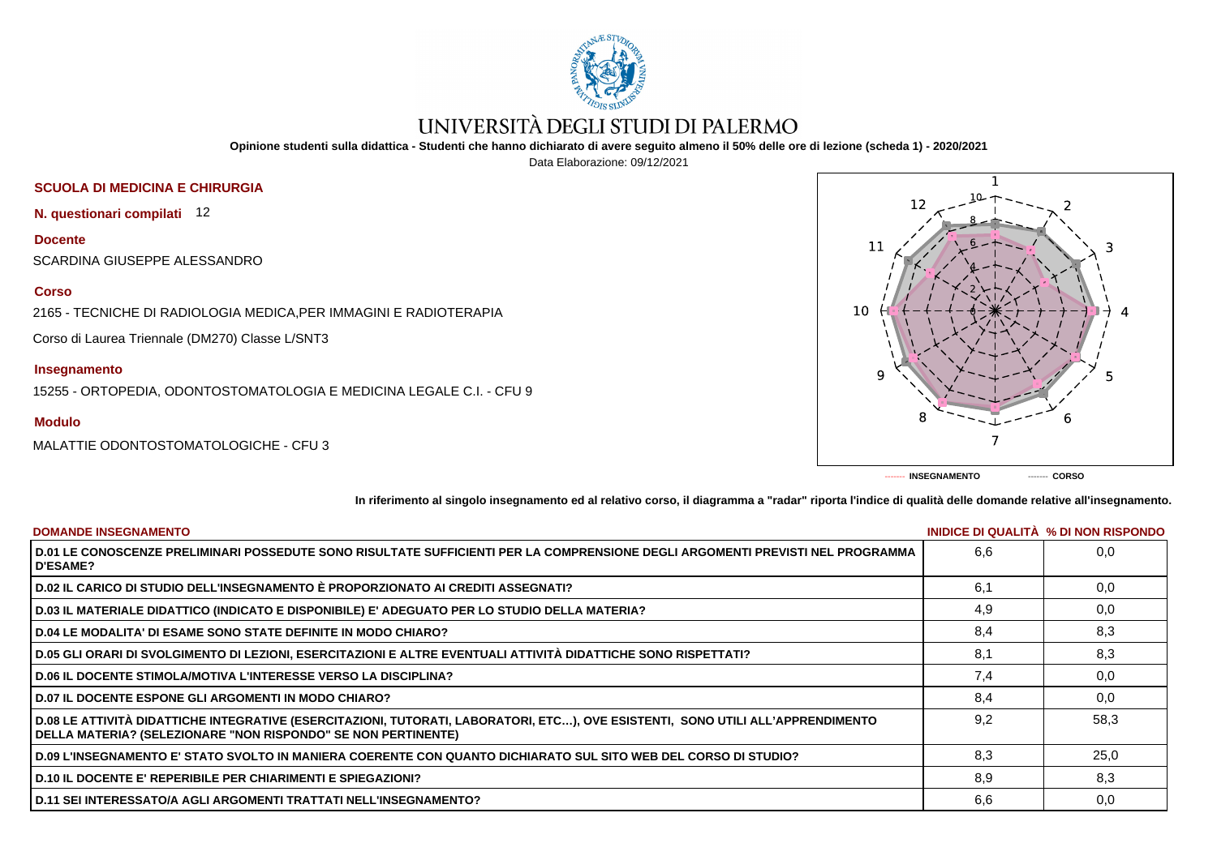# UNIVERSITÀ DEGLI STUDI DI PALERMO

**Opinione studenti sulla didattica - Studenti che hanno dichiarato di avere seguito almeno il 50% delle ore di lezione (scheda 1) - 2020/2021**

Data Elaborazione: 09/12/2021

**SCUOLA DI MEDICINA E CHIRURGIA**

**N. questionari compilati** 12

**Docente**

SCARDINA GIUSEPPE ALESSANDRO

**Corso**

2165 - TECNICHE DI RADIOLOGIA MEDICA,PER IMMAGINI E RADIOTERAPIA

Corso di Laurea Triennale (DM270) Classe L/SNT3

**Insegnamento**

15255 - ORTOPEDIA, ODONTOSTOMATOLOGIA E MEDICINA LEGALE C.I. - CFU 9

**Modulo**

MALATTIE ODONTOSTOMATOLOGICHE - CFU 3

------- INSEGNAMENTO ------- CORSO

**In riferimento al singolo insegnamento ed al relativo corso, il diagramma a "radar" riporta l'indice di qualità delle domande relative all'insegnamento.**

| DOMANDE INSEGNAMENTO | INIDICE DI QUALITÀ | % DI NON RISPONDO |
|---|---|---|
| D.01 LE CONOSCENZE PRELIMINARI POSSEDUTE SONO RISULTATE SUFFICIENTI PER LA COMPRENSIONE DEGLI ARGOMENTI PREVISTI NEL PROGRAMMA D'ESAME? | 6,6 | 0,0 |
| D.02 IL CARICO DI STUDIO DELL'INSEGNAMENTO È PROPORZIONATO AI CREDITI ASSEGNATI? | 6,1 | 0,0 |
| D.03 IL MATERIALE DIDATTICO (INDICATO E DISPONIBILE) E' ADEGUATO PER LO STUDIO DELLA MATERIA? | 4,9 | 0,0 |
| D.04 LE MODALITA' DI ESAME SONO STATE DEFINITE IN MODO CHIARO? | 8,4 | 8,3 |
| D.05 GLI ORARI DI SVOLGIMENTO DI LEZIONI, ESERCITAZIONI E ALTRE EVENTUALI ATTIVITÀ DIDATTICHE SONO RISPETTATI? | 8,1 | 8,3 |
| D.06 IL DOCENTE STIMOLA/MOTIVA L'INTERESSE VERSO LA DISCIPLINA? | 7,4 | 0,0 |
| D.07 IL DOCENTE ESPONE GLI ARGOMENTI IN MODO CHIARO? | 8,4 | 0,0 |
| D.08 LE ATTIVITÀ DIDATTICHE INTEGRATIVE (ESERCITAZIONI, TUTORATI, LABORATORI, ETC…), OVE ESISTENTI, SONO UTILI ALL'APPRENDIMENTO DELLA MATERIA? (SELEZIONARE "NON RISPONDO" SE NON PERTINENTE) | 9,2 | 58,3 |
| D.09 L'INSEGNAMENTO E' STATO SVOLTO IN MANIERA COERENTE CON QUANTO DICHIARATO SUL SITO WEB DEL CORSO DI STUDIO? | 8,3 | 25,0 |
| D.10 IL DOCENTE E' REPERIBILE PER CHIARIMENTI E SPIEGAZIONI? | 8,9 | 8,3 |
| D.11 SEI INTERESSATO/A AGLI ARGOMENTI TRATTATI NELL'INSEGNAMENTO? | 6,6 | 0,0 |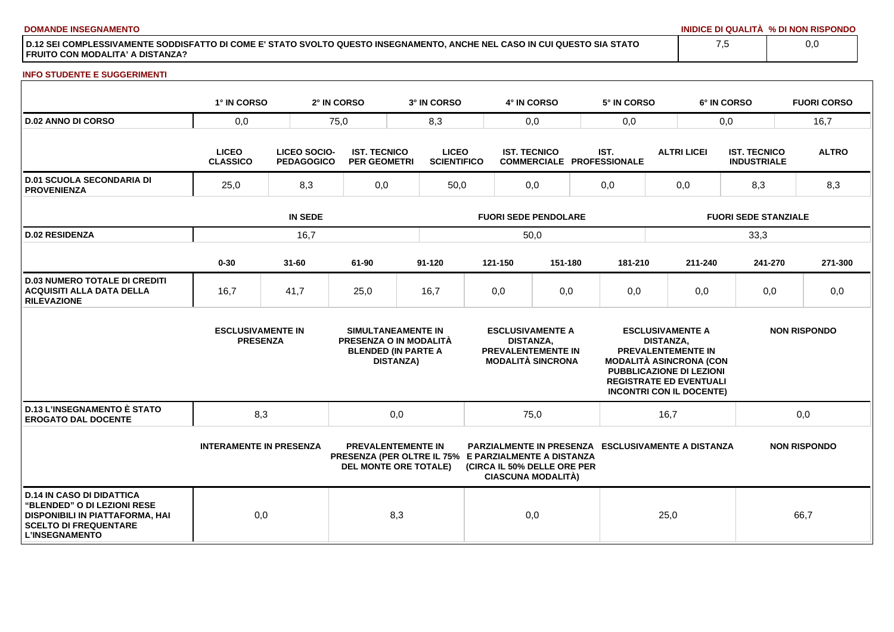**DOMANDE INSEGNAMENTO**

| | INIDICE DI QUALITÀ | % DI NON RISPONDO |
|---|---|---|
| D.12 SEI COMPLESSIVAMENTE SODDISFATTO DI COME E' STATO SVOLTO QUESTO INSEGNAMENTO, ANCHE NEL CASO IN CUI QUESTO SIA STATO FRUITO CON MODALITA' A DISTANZA? | 7,5 | 0,0 |

**INFO STUDENTE E SUGGERIMENTI**

| | 1° IN CORSO | 2° IN CORSO | 3° IN CORSO | 4° IN CORSO | 5° IN CORSO | 6° IN CORSO | FUORI CORSO |
|---|---|---|---|---|---|---|---|
| D.02 ANNO DI CORSO | 0,0 | 75,0 | 8,3 | 0,0 | 0,0 | 0,0 | 16,7 |

| | LICEO CLASSICO | LICEO SOCIO-PEDAGOGICO | IST. TECNICO PER GEOMETRI | LICEO SCIENTIFICO | IST. TECNICO COMMERCIALE | IST. PROFESSIONALE | ALTRI LICEI | IST. TECNICO INDUSTRIALE | ALTRO |
|---|---|---|---|---|---|---|---|---|---|
| D.01 SCUOLA SECONDARIA DI PROVENIENZA | 25,0 | 8,3 | 0,0 | 50,0 | 0,0 | 0,0 | 0,0 | 8,3 | 8,3 |

| | IN SEDE | FUORI SEDE PENDOLARE | FUORI SEDE STANZIALE |
|---|---|---|---|
| D.02 RESIDENZA | 16,7 | 50,0 | 33,3 |

| | 0-30 | 31-60 | 61-90 | 91-120 | 121-150 | 151-180 | 181-210 | 211-240 | 241-270 | 271-300 |
|---|---|---|---|---|---|---|---|---|---|---|
| D.03 NUMERO TOTALE DI CREDITI ACQUISITI ALLA DATA DELLA RILEVAZIONE | 16,7 | 41,7 | 25,0 | 16,7 | 0,0 | 0,0 | 0,0 | 0,0 | 0,0 | 0,0 |

| | ESCLUSIVAMENTE IN PRESENZA | SIMULTANEAMENTE IN PRESENZA O IN MODALITÀ BLENDED (IN PARTE A DISTANZA) | ESCLUSIVAMENTE A DISTANZA, PREVALENTEMENTE IN MODALITÀ SINCRONA | ESCLUSIVAMENTE A DISTANZA, PREVALENTEMENTE IN MODALITÀ ASINCRONA (CON PUBBLICAZIONE DI LEZIONI REGISTRATE ED EVENTUALI INCONTRI CON IL DOCENTE) | NON RISPONDO |
|---|---|---|---|---|---|
| D.13 L'INSEGNAMENTO È STATO EROGATO DAL DOCENTE | 8,3 | 0,0 | 75,0 | 16,7 | 0,0 |

| | INTERAMENTE IN PRESENZA | PREVALENTEMENTE IN PRESENZA (PER OLTRE IL 75% DEL MONTE ORE TOTALE) | PARZIALMENTE IN PRESENZA E PARZIALMENTE A DISTANZA (CIRCA IL 50% DELLE ORE PER CIASCUNA MODALITÀ) | ESCLUSIVAMENTE A DISTANZA | NON RISPONDO |
|---|---|---|---|---|---|
| D.14 IN CASO DI DIDATTICA "BLENDED" O DI LEZIONI RESE DISPONIBILI IN PIATTAFORMA, HAI SCELTO DI FREQUENTARE L'INSEGNAMENTO | 0,0 | 8,3 | 0,0 | 25,0 | 66,7 |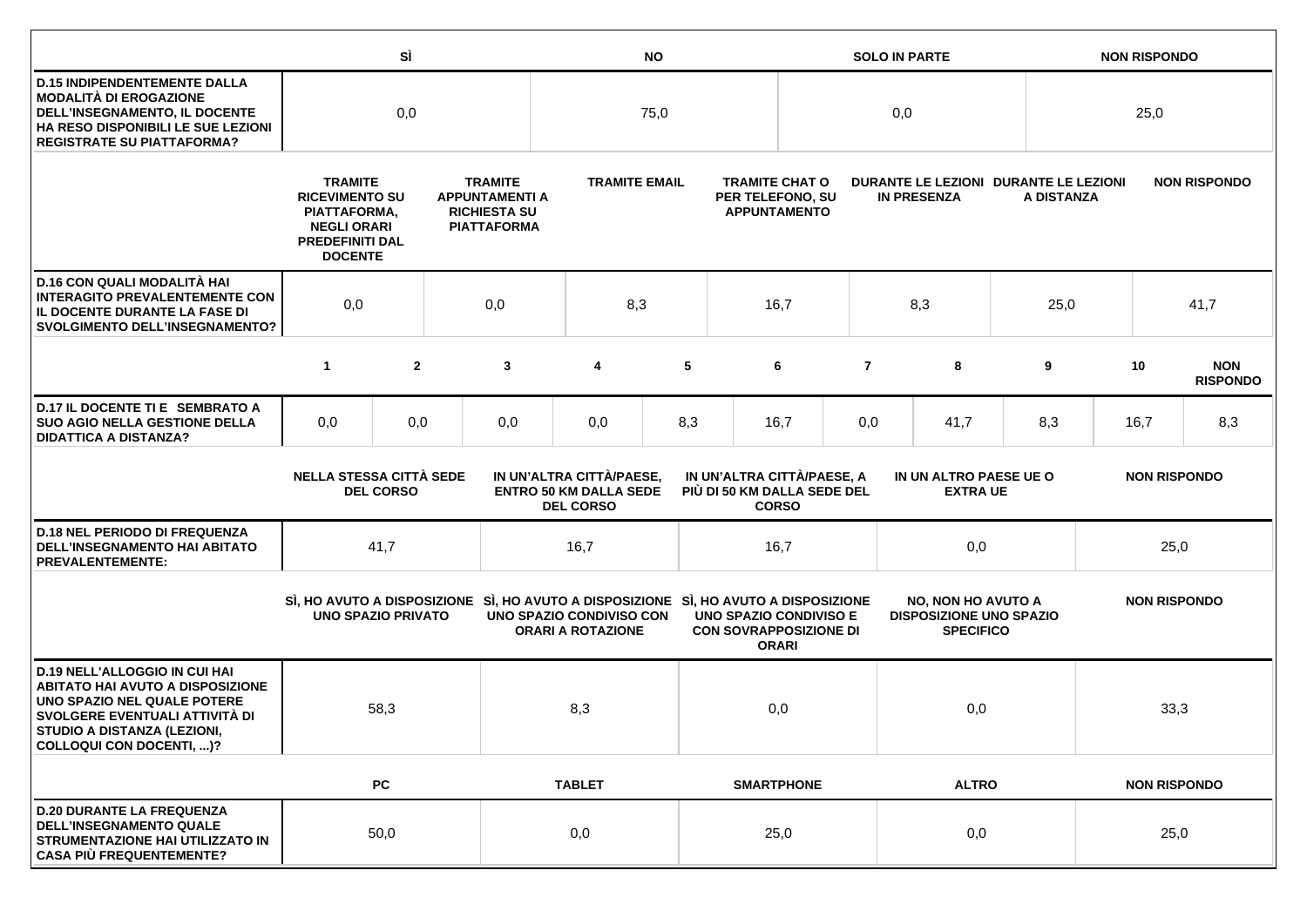| | SÌ | NO | SOLO IN PARTE | NON RISPONDO |
|---|---|---|---|---|
| **D.15 INDIPENDENTEMENTE DALLA MODALITÀ DI EROGAZIONE DELL'INSEGNAMENTO, IL DOCENTE HA RESO DISPONIBILI LE SUE LEZIONI REGISTRATE SU PIATTAFORMA?** | 0,0 | 75,0 | 0,0 | 25,0 |

| | TRAMITE RICEVIMENTO SU PIATTAFORMA, NEGLI ORARI PREDEFINITI DAL DOCENTE | TRAMITE APPUNTAMENTI A RICHIESTA SU PIATTAFORMA | TRAMITE EMAIL | TRAMITE CHAT O PER TELEFONO, SU APPUNTAMENTO | DURANTE LE LEZIONI IN PRESENZA | DURANTE LE LEZIONI A DISTANZA | NON RISPONDO |
|---|---|---|---|---|---|---|---|
| **D.16 CON QUALI MODALITÀ HAI INTERAGITO PREVALENTEMENTE CON IL DOCENTE DURANTE LA FASE DI SVOLGIMENTO DELL'INSEGNAMENTO?** | 0,0 | 0,0 | 8,3 | 16,7 | 8,3 | 25,0 | 41,7 |

| | 1 | 2 | 3 | 4 | 5 | 6 | 7 | 8 | 9 | 10 | NON RISPONDO |
|---|---|---|---|---|---|---|---|---|---|---|---|
| **D.17 IL DOCENTE TI E SEMBRATO A SUO AGIO NELLA GESTIONE DELLA DIDATTICA A DISTANZA?** | 0,0 | 0,0 | 0,0 | 0,0 | 8,3 | 16,7 | 0,0 | 41,7 | 8,3 | 16,7 | 8,3 |

| | NELLA STESSA CITTÀ SEDE DEL CORSO | IN UN'ALTRA CITTÀ/PAESE, ENTRO 50 KM DALLA SEDE DEL CORSO | IN UN'ALTRA CITTÀ/PAESE, A PIÙ DI 50 KM DALLA SEDE DEL CORSO | IN UN ALTRO PAESE UE O EXTRA UE | NON RISPONDO |
|---|---|---|---|---|---|
| **D.18 NEL PERIODO DI FREQUENZA DELL'INSEGNAMENTO HAI ABITATO PREVALENTEMENTE:** | 41,7 | 16,7 | 16,7 | 0,0 | 25,0 |

| | SÌ, HO AVUTO A DISPOSIZIONE UNO SPAZIO PRIVATO | SÌ, HO AVUTO A DISPOSIZIONE UNO SPAZIO CONDIVISO CON ORARI A ROTAZIONE | SÌ, HO AVUTO A DISPOSIZIONE UNO SPAZIO CONDIVISO E CON SOVRAPPOSIZIONE DI ORARI | NO, NON HO AVUTO A DISPOSIZIONE UNO SPAZIO SPECIFICO | NON RISPONDO |
|---|---|---|---|---|---|
| **D.19 NELL'ALLOGGIO IN CUI HAI ABITATO HAI AVUTO A DISPOSIZIONE UNO SPAZIO NEL QUALE POTERE SVOLGERE EVENTUALI ATTIVITÀ DI STUDIO A DISTANZA (LEZIONI, COLLOQUI CON DOCENTI, ...)?** | 58,3 | 8,3 | 0,0 | 0,0 | 33,3 |

| | PC | TABLET | SMARTPHONE | ALTRO | NON RISPONDO |
|---|---|---|---|---|---|
| **D.20 DURANTE LA FREQUENZA DELL'INSEGNAMENTO QUALE STRUMENTAZIONE HAI UTILIZZATO IN CASA PIÙ FREQUENTEMENTE?** | 50,0 | 0,0 | 25,0 | 0,0 | 25,0 |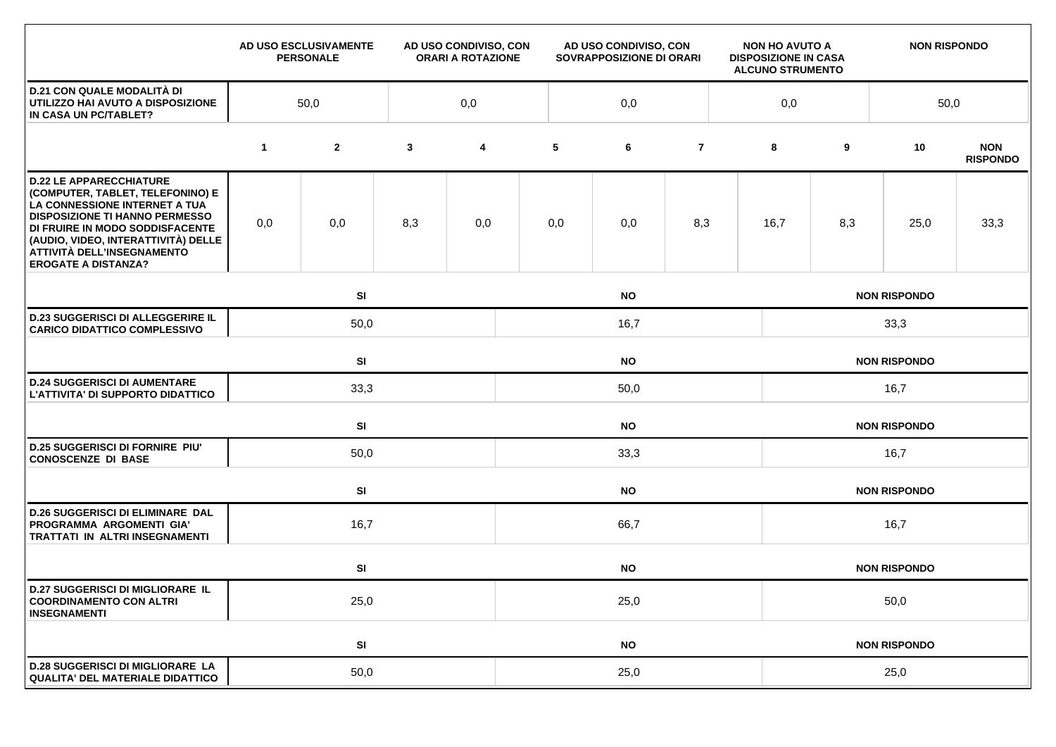| | AD USO ESCLUSIVAMENTE PERSONALE | AD USO CONDIVISO, CON ORARI A ROTAZIONE | AD USO CONDIVISO, CON SOVRAPPOSIZIONE DI ORARI | NON HO AVUTO A DISPOSIZIONE IN CASA ALCUNO STRUMENTO | NON RISPONDO |
|---|---|---|---|---|---|
| **D.21 CON QUALE MODALITÀ DI UTILIZZO HAI AVUTO A DISPOSIZIONE IN CASA UN PC/TABLET?** | 50,0 | 0,0 | 0,0 | 0,0 | 50,0 |

| | 1 | 2 | 3 | 4 | 5 | 6 | 7 | 8 | 9 | 10 | NON RISPONDO |
|---|---|---|---|---|---|---|---|---|---|---|---|
| **D.22 LE APPARECCHIATURE (COMPUTER, TABLET, TELEFONINO) E LA CONNESSIONE INTERNET A TUA DISPOSIZIONE TI HANNO PERMESSO DI FRUIRE IN MODO SODDISFACENTE (AUDIO, VIDEO, INTERATTIVITÀ) DELLE ATTIVITÀ DELL'INSEGNAMENTO EROGATE A DISTANZA?** | 0,0 | 0,0 | 8,3 | 0,0 | 0,0 | 0,0 | 8,3 | 16,7 | 8,3 | 25,0 | 33,3 |

| | SI | NO | NON RISPONDO |
|---|---|---|---|
| **D.23 SUGGERISCI DI ALLEGGERIRE IL CARICO DIDATTICO COMPLESSIVO** | 50,0 | 16,7 | 33,3 |
| **D.24 SUGGERISCI DI AUMENTARE L'ATTIVITA' DI SUPPORTO DIDATTICO** | 33,3 | 50,0 | 16,7 |
| **D.25 SUGGERISCI DI FORNIRE PIU' CONOSCENZE DI BASE** | 50,0 | 33,3 | 16,7 |
| **D.26 SUGGERISCI DI ELIMINARE DAL PROGRAMMA ARGOMENTI GIA' TRATTATI IN ALTRI INSEGNAMENTI** | 16,7 | 66,7 | 16,7 |
| **D.27 SUGGERISCI DI MIGLIORARE IL COORDINAMENTO CON ALTRI INSEGNAMENTI** | 25,0 | 25,0 | 50,0 |
| **D.28 SUGGERISCI DI MIGLIORARE LA QUALITA' DEL MATERIALE DIDATTICO** | 50,0 | 25,0 | 25,0 |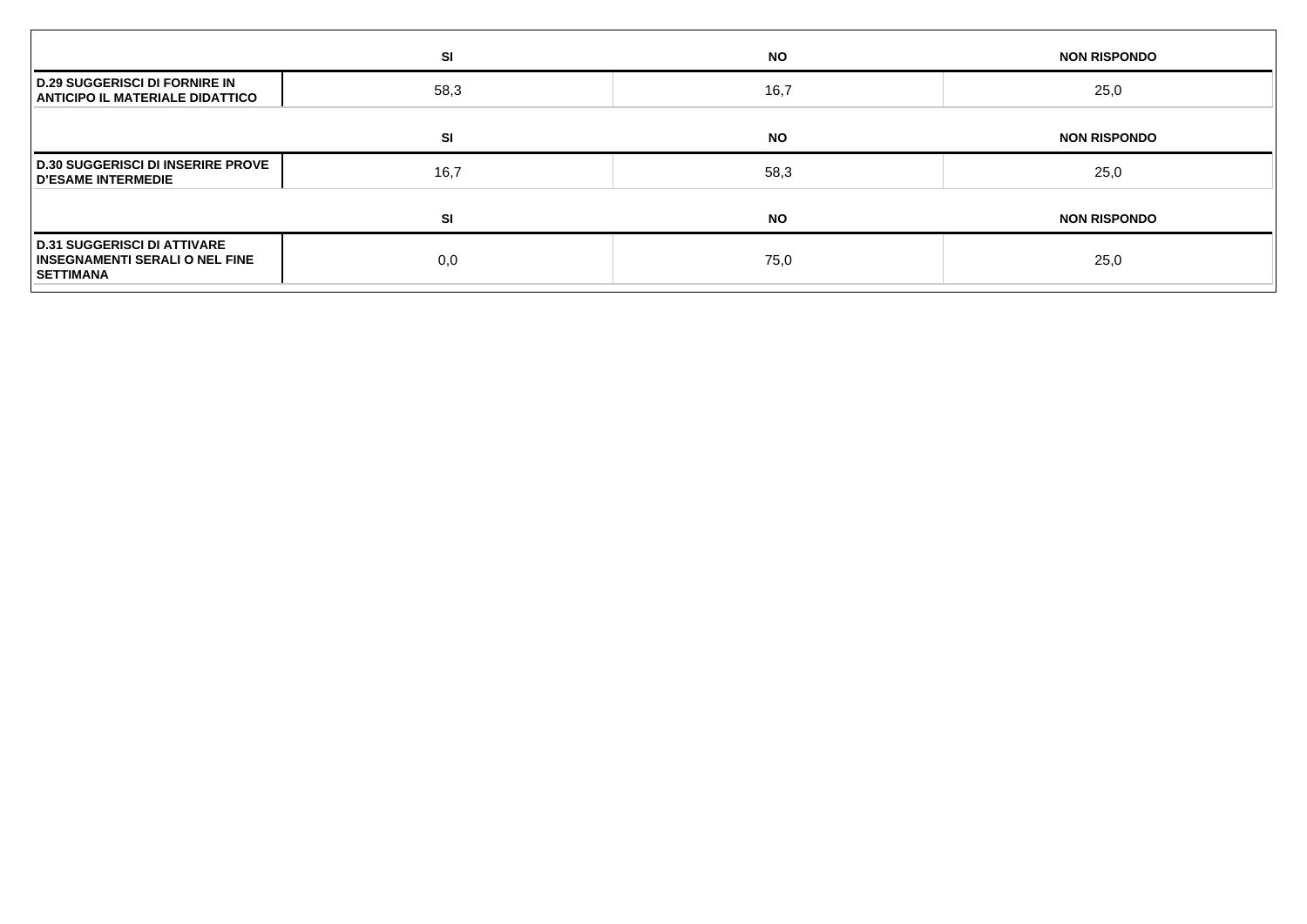| | SI | NO | NON RISPONDO |
|---|---|---|---|
| **D.29 SUGGERISCI DI FORNIRE IN ANTICIPO IL MATERIALE DIDATTICO** | 58,3 | 16,7 | 25,0 |

| | SI | NO | NON RISPONDO |
|---|---|---|---|
| **D.30 SUGGERISCI DI INSERIRE PROVE D'ESAME INTERMEDIE** | 16,7 | 58,3 | 25,0 |

| | SI | NO | NON RISPONDO |
|---|---|---|---|
| **D.31 SUGGERISCI DI ATTIVARE INSEGNAMENTI SERALI O NEL FINE SETTIMANA** | 0,0 | 75,0 | 25,0 |